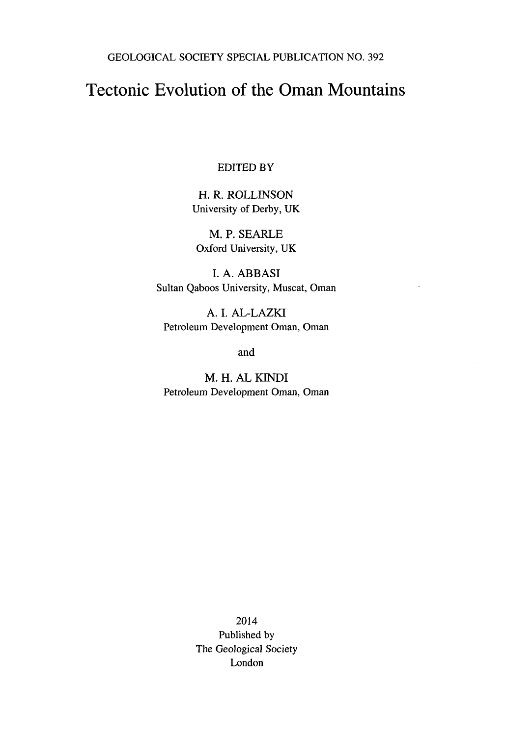GEOLOGICAL SOCIETY SPECIAL PUBLICATION NO. 392

# Tectonic Evolution of the Oman Mountains

EDITED BY

H. R. ROLLINSON
University of Derby, UK

M. P. SEARLE
Oxford University, UK

I. A. ABBASI
Sultan Qaboos University, Muscat, Oman

A. I. AL-LAZKI
Petroleum Development Oman, Oman

and

M. H. AL KINDI
Petroleum Development Oman, Oman

2014
Published by
The Geological Society
London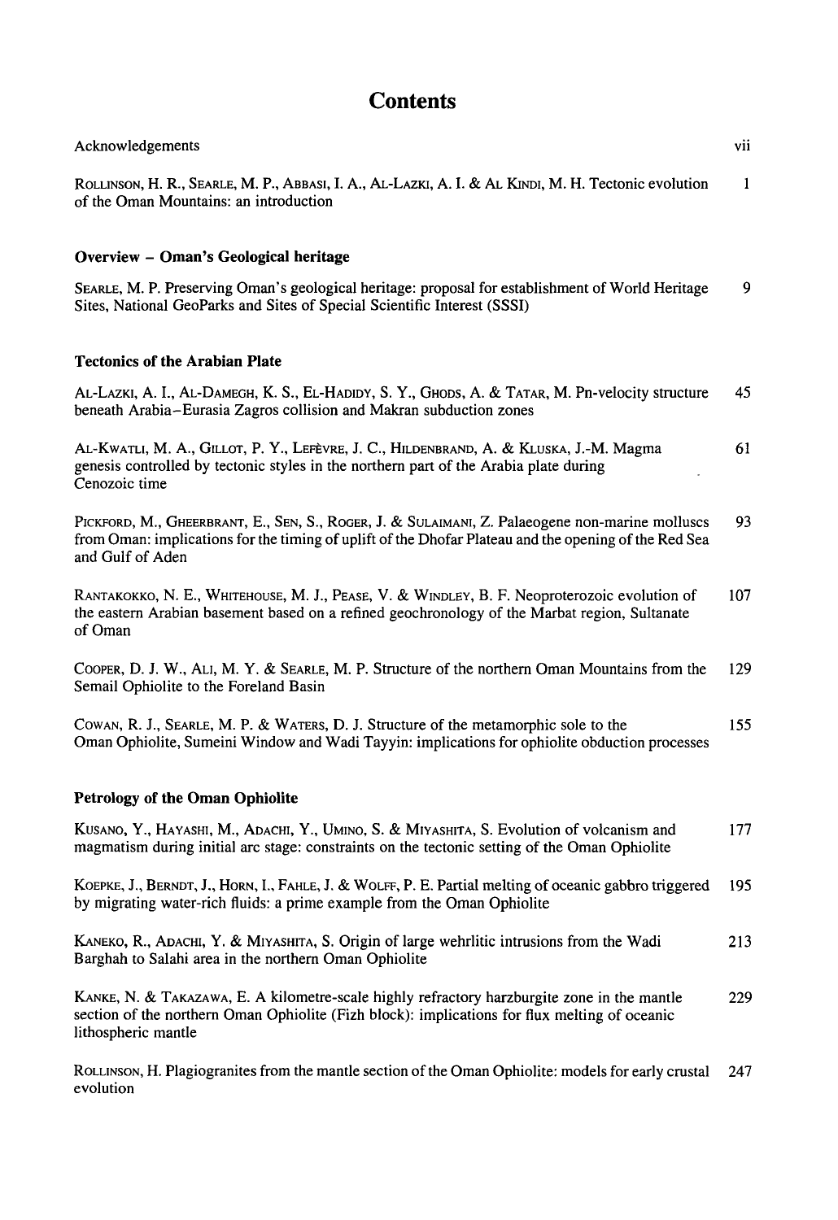# Contents

Acknowledgements vii

ROLLINSON, H. R., SEARLE, M. P., ABBASI, I. A., AL-LAZKI, A. I. & AL KINDI, M. H. Tectonic evolution of the Oman Mountains: an introduction 1

## Overview – Oman's Geological heritage

SEARLE, M. P. Preserving Oman's geological heritage: proposal for establishment of World Heritage Sites, National GeoParks and Sites of Special Scientific Interest (SSSI) 9

## Tectonics of the Arabian Plate

AL-LAZKI, A. I., AL-DAMEGH, K. S., EL-HADIDY, S. Y., GHODS, A. & TATAR, M. Pn-velocity structure beneath Arabia–Eurasia Zagros collision and Makran subduction zones 45

AL-KWATLI, M. A., GILLOT, P. Y., LEFÈVRE, J. C., HILDENBRAND, A. & KLUSKA, J.-M. Magma genesis controlled by tectonic styles in the northern part of the Arabia plate during Cenozoic time 61

PICKFORD, M., GHEERBRANT, E., SEN, S., ROGER, J. & SULAIMANI, Z. Palaeogene non-marine molluscs from Oman: implications for the timing of uplift of the Dhofar Plateau and the opening of the Red Sea and Gulf of Aden 93

RANTAKOKKO, N. E., WHITEHOUSE, M. J., PEASE, V. & WINDLEY, B. F. Neoproterozoic evolution of the eastern Arabian basement based on a refined geochronology of the Marbat region, Sultanate of Oman 107

COOPER, D. J. W., ALI, M. Y. & SEARLE, M. P. Structure of the northern Oman Mountains from the Semail Ophiolite to the Foreland Basin 129

COWAN, R. J., SEARLE, M. P. & WATERS, D. J. Structure of the metamorphic sole to the Oman Ophiolite, Sumeini Window and Wadi Tayyin: implications for ophiolite obduction processes 155

## Petrology of the Oman Ophiolite

KUSANO, Y., HAYASHI, M., ADACHI, Y., UMINO, S. & MIYASHITA, S. Evolution of volcanism and magmatism during initial arc stage: constraints on the tectonic setting of the Oman Ophiolite 177

KOEPKE, J., BERNDT, J., HORN, I., FAHLE, J. & WOLFF, P. E. Partial melting of oceanic gabbro triggered by migrating water-rich fluids: a prime example from the Oman Ophiolite 195

KANEKO, R., ADACHI, Y. & MIYASHITA, S. Origin of large wehrlitic intrusions from the Wadi Barghah to Salahi area in the northern Oman Ophiolite 213

KANKE, N. & TAKAZAWA, E. A kilometre-scale highly refractory harzburgite zone in the mantle section of the northern Oman Ophiolite (Fizh block): implications for flux melting of oceanic lithospheric mantle 229

ROLLINSON, H. Plagiogranites from the mantle section of the Oman Ophiolite: models for early crustal evolution 247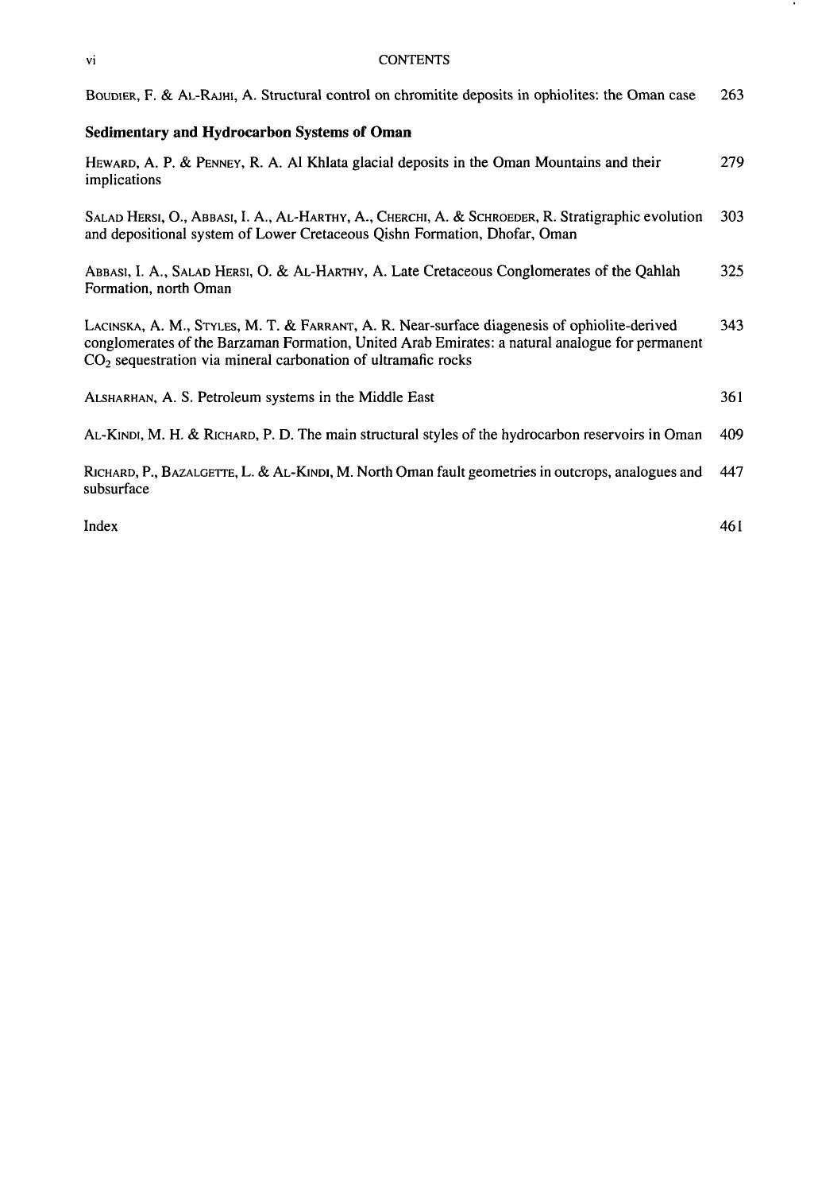BOUDIER, F. & AL-RAJHI, A. Structural control on chromitite deposits in ophiolites: the Oman case 263

## Sedimentary and Hydrocarbon Systems of Oman

HEWARD, A. P. & PENNEY, R. A. Al Khlata glacial deposits in the Oman Mountains and their implications 279

SALAD HERSI, O., ABBASI, I. A., AL-HARTHY, A., CHERCHI, A. & SCHROEDER, R. Stratigraphic evolution and depositional system of Lower Cretaceous Qishn Formation, Dhofar, Oman 303

ABBASI, I. A., SALAD HERSI, O. & AL-HARTHY, A. Late Cretaceous Conglomerates of the Qahlah Formation, north Oman 325

LACINSKA, A. M., STYLES, M. T. & FARRANT, A. R. Near-surface diagenesis of ophiolite-derived conglomerates of the Barzaman Formation, United Arab Emirates: a natural analogue for permanent $CO_2$ sequestration via mineral carbonation of ultramafic rocks 343

ALSHARHAN, A. S. Petroleum systems in the Middle East 361

AL-KINDI, M. H. & RICHARD, P. D. The main structural styles of the hydrocarbon reservoirs in Oman 409

RICHARD, P., BAZALGETTE, L. & AL-KINDI, M. North Oman fault geometries in outcrops, analogues and subsurface 447

Index 461